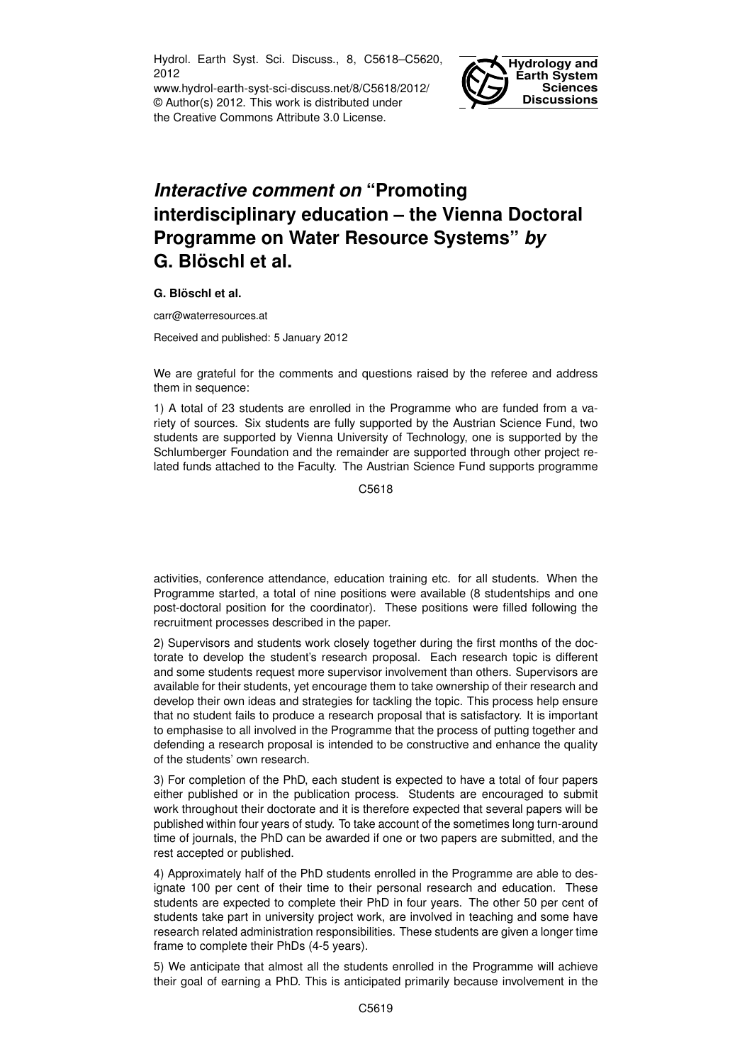Hydrol. Earth Syst. Sci. Discuss., 8, C5618–C5620, 2012
www.hydrol-earth-syst-sci-discuss.net/8/C5618/2012/
© Author(s) 2012. This work is distributed under the Creative Commons Attribute 3.0 License.

# *Interactive comment on* "Promoting interdisciplinary education – the Vienna Doctoral Programme on Water Resource Systems" *by* G. Blöschl et al.

**G. Blöschl et al.**

carr@waterresources.at

Received and published: 5 January 2012

We are grateful for the comments and questions raised by the referee and address them in sequence:

1) A total of 23 students are enrolled in the Programme who are funded from a variety of sources. Six students are fully supported by the Austrian Science Fund, two students are supported by Vienna University of Technology, one is supported by the Schlumberger Foundation and the remainder are supported through other project related funds attached to the Faculty. The Austrian Science Fund supports programme activities, conference attendance, education training etc. for all students. When the Programme started, a total of nine positions were available (8 studentships and one post-doctoral position for the coordinator). These positions were filled following the recruitment processes described in the paper.

2) Supervisors and students work closely together during the first months of the doctorate to develop the student's research proposal. Each research topic is different and some students request more supervisor involvement than others. Supervisors are available for their students, yet encourage them to take ownership of their research and develop their own ideas and strategies for tackling the topic. This process help ensure that no student fails to produce a research proposal that is satisfactory. It is important to emphasise to all involved in the Programme that the process of putting together and defending a research proposal is intended to be constructive and enhance the quality of the students' own research.

3) For completion of the PhD, each student is expected to have a total of four papers either published or in the publication process. Students are encouraged to submit work throughout their doctorate and it is therefore expected that several papers will be published within four years of study. To take account of the sometimes long turn-around time of journals, the PhD can be awarded if one or two papers are submitted, and the rest accepted or published.

4) Approximately half of the PhD students enrolled in the Programme are able to designate 100 per cent of their time to their personal research and education. These students are expected to complete their PhD in four years. The other 50 per cent of students take part in university project work, are involved in teaching and some have research related administration responsibilities. These students are given a longer time frame to complete their PhDs (4-5 years).

5) We anticipate that almost all the students enrolled in the Programme will achieve their goal of earning a PhD. This is anticipated primarily because involvement in the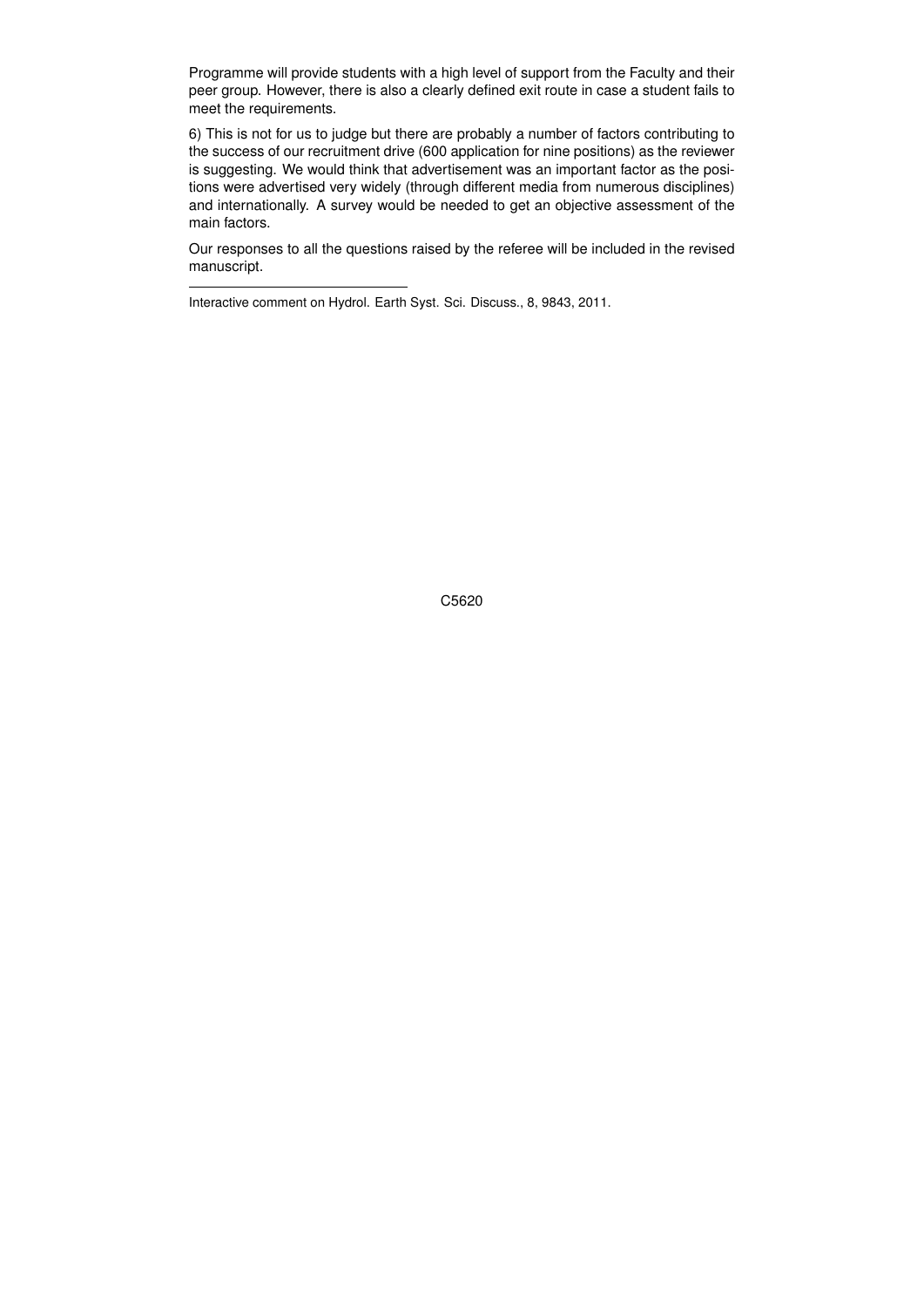Programme will provide students with a high level of support from the Faculty and their peer group. However, there is also a clearly defined exit route in case a student fails to meet the requirements.

6) This is not for us to judge but there are probably a number of factors contributing to the success of our recruitment drive (600 application for nine positions) as the reviewer is suggesting. We would think that advertisement was an important factor as the positions were advertised very widely (through different media from numerous disciplines) and internationally. A survey would be needed to get an objective assessment of the main factors.

Our responses to all the questions raised by the referee will be included in the revised manuscript.

---

Interactive comment on Hydrol. Earth Syst. Sci. Discuss., 8, 9843, 2011.